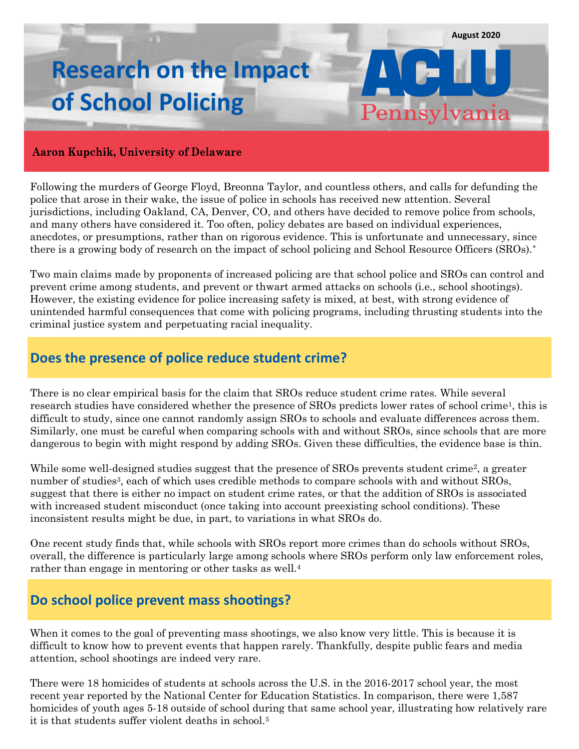August 2020

# Research on the Impact of School Policing

ACLU Pennsylvania

**Aaron Kupchik, University of Delaware**

Following the murders of George Floyd, Breonna Taylor, and countless others, and calls for defunding the police that arose in their wake, the issue of police in schools has received new attention. Several jurisdictions, including Oakland, CA, Denver, CO, and others have decided to remove police from schools, and many others have considered it. Too often, policy debates are based on individual experiences, anecdotes, or presumptions, rather than on rigorous evidence. This is unfortunate and unnecessary, since there is a growing body of research on the impact of school policing and School Resource Officers (SROs).*

Two main claims made by proponents of increased policing are that school police and SROs can control and prevent crime among students, and prevent or thwart armed attacks on schools (i.e., school shootings). However, the existing evidence for police increasing safety is mixed, at best, with strong evidence of unintended harmful consequences that come with policing programs, including thrusting students into the criminal justice system and perpetuating racial inequality.

## Does the presence of police reduce student crime?

There is no clear empirical basis for the claim that SROs reduce student crime rates. While several research studies have considered whether the presence of SROs predicts lower rates of school crime[1], this is difficult to study, since one cannot randomly assign SROs to schools and evaluate differences across them. Similarly, one must be careful when comparing schools with and without SROs, since schools that are more dangerous to begin with might respond by adding SROs. Given these difficulties, the evidence base is thin.

While some well-designed studies suggest that the presence of SROs prevents student crime[2], a greater number of studies[3], each of which uses credible methods to compare schools with and without SROs, suggest that there is either no impact on student crime rates, or that the addition of SROs is associated with increased student misconduct (once taking into account preexisting school conditions). These inconsistent results might be due, in part, to variations in what SROs do.

One recent study finds that, while schools with SROs report more crimes than do schools without SROs, overall, the difference is particularly large among schools where SROs perform only law enforcement roles, rather than engage in mentoring or other tasks as well.[4]

## Do school police prevent mass shootings?

When it comes to the goal of preventing mass shootings, we also know very little. This is because it is difficult to know how to prevent events that happen rarely. Thankfully, despite public fears and media attention, school shootings are indeed very rare.

There were 18 homicides of students at schools across the U.S. in the 2016-2017 school year, the most recent year reported by the National Center for Education Statistics. In comparison, there were 1,587 homicides of youth ages 5-18 outside of school during that same school year, illustrating how relatively rare it is that students suffer violent deaths in school.[5]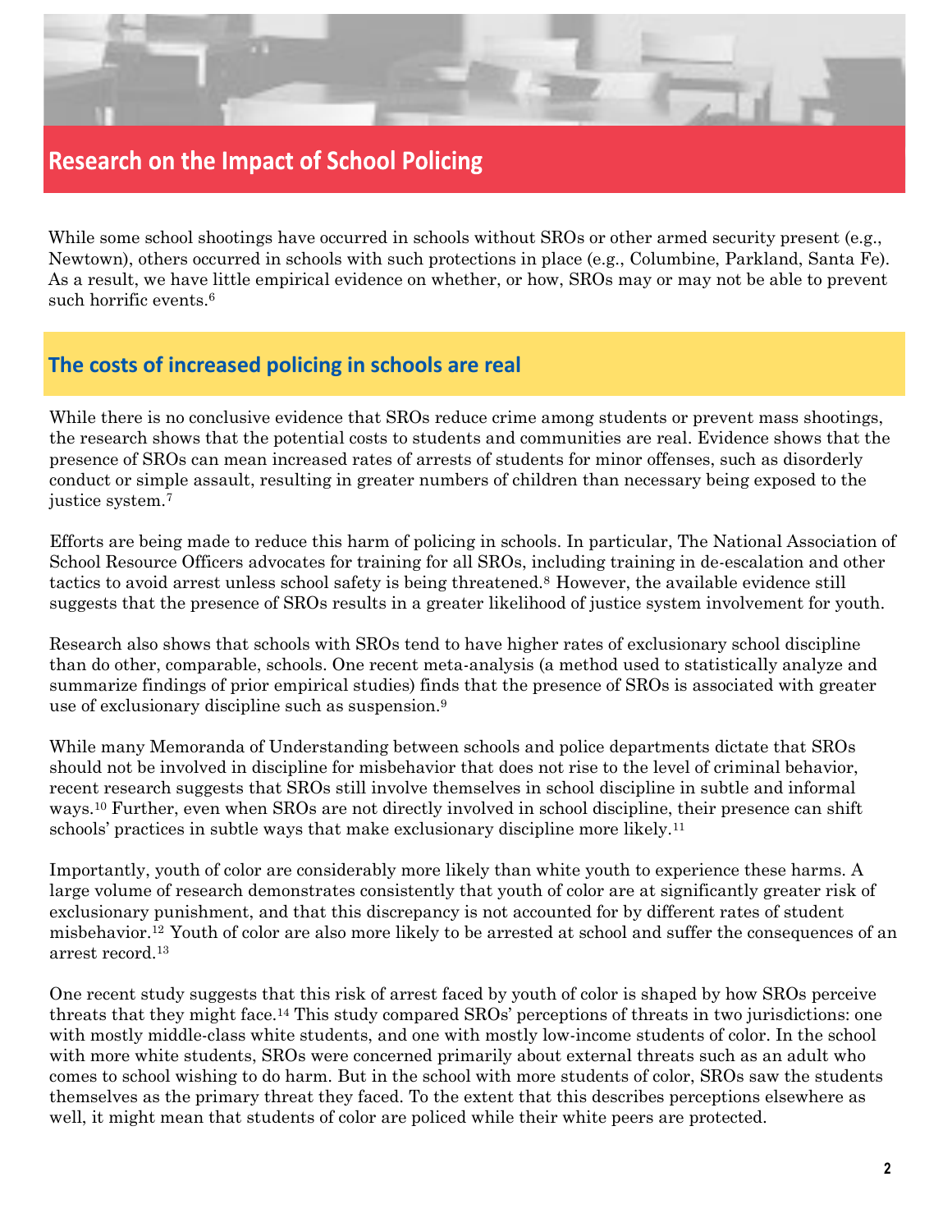## Research on the Impact of School Policing

While some school shootings have occurred in schools without SROs or other armed security present (e.g., Newtown), others occurred in schools with such protections in place (e.g., Columbine, Parkland, Santa Fe). As a result, we have little empirical evidence on whether, or how, SROs may or may not be able to prevent such horrific events.[6]

### The costs of increased policing in schools are real

While there is no conclusive evidence that SROs reduce crime among students or prevent mass shootings, the research shows that the potential costs to students and communities are real. Evidence shows that the presence of SROs can mean increased rates of arrests of students for minor offenses, such as disorderly conduct or simple assault, resulting in greater numbers of children than necessary being exposed to the justice system.[7]

Efforts are being made to reduce this harm of policing in schools. In particular, The National Association of School Resource Officers advocates for training for all SROs, including training in de-escalation and other tactics to avoid arrest unless school safety is being threatened.[8] However, the available evidence still suggests that the presence of SROs results in a greater likelihood of justice system involvement for youth.

Research also shows that schools with SROs tend to have higher rates of exclusionary school discipline than do other, comparable, schools. One recent meta-analysis (a method used to statistically analyze and summarize findings of prior empirical studies) finds that the presence of SROs is associated with greater use of exclusionary discipline such as suspension.[9]

While many Memoranda of Understanding between schools and police departments dictate that SROs should not be involved in discipline for misbehavior that does not rise to the level of criminal behavior, recent research suggests that SROs still involve themselves in school discipline in subtle and informal ways.[10] Further, even when SROs are not directly involved in school discipline, their presence can shift schools' practices in subtle ways that make exclusionary discipline more likely.[11]

Importantly, youth of color are considerably more likely than white youth to experience these harms. A large volume of research demonstrates consistently that youth of color are at significantly greater risk of exclusionary punishment, and that this discrepancy is not accounted for by different rates of student misbehavior.[12] Youth of color are also more likely to be arrested at school and suffer the consequences of an arrest record.[13]

One recent study suggests that this risk of arrest faced by youth of color is shaped by how SROs perceive threats that they might face.[14] This study compared SROs' perceptions of threats in two jurisdictions: one with mostly middle-class white students, and one with mostly low-income students of color. In the school with more white students, SROs were concerned primarily about external threats such as an adult who comes to school wishing to do harm. But in the school with more students of color, SROs saw the students themselves as the primary threat they faced. To the extent that this describes perceptions elsewhere as well, it might mean that students of color are policed while their white peers are protected.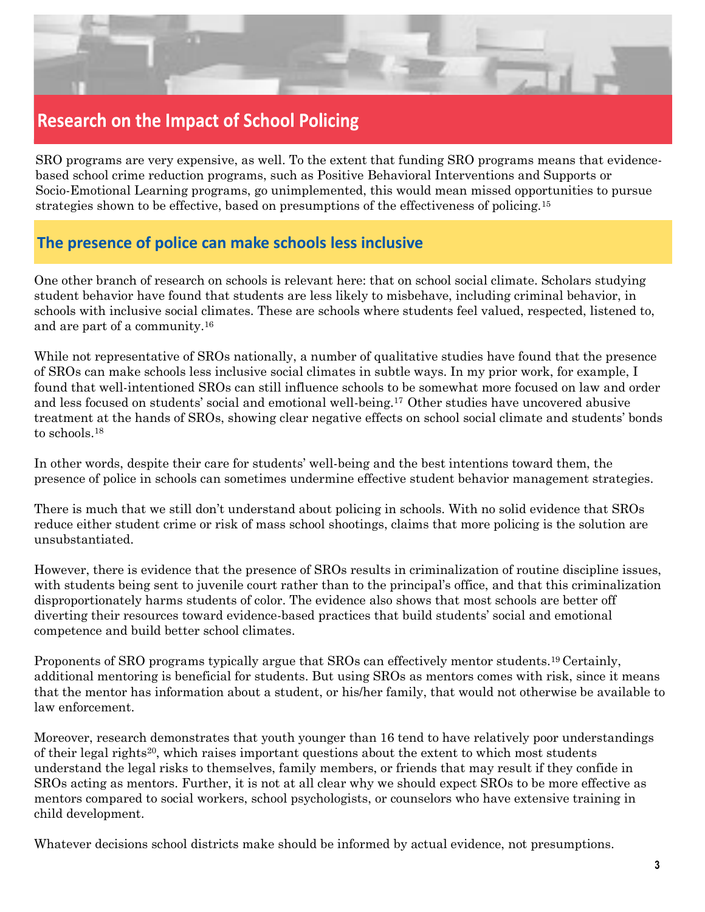## Research on the Impact of School Policing

SRO programs are very expensive, as well. To the extent that funding SRO programs means that evidence-based school crime reduction programs, such as Positive Behavioral Interventions and Supports or Socio-Emotional Learning programs, go unimplemented, this would mean missed opportunities to pursue strategies shown to be effective, based on presumptions of the effectiveness of policing.[15]

### The presence of police can make schools less inclusive

One other branch of research on schools is relevant here: that on school social climate. Scholars studying student behavior have found that students are less likely to misbehave, including criminal behavior, in schools with inclusive social climates. These are schools where students feel valued, respected, listened to, and are part of a community.[16]

While not representative of SROs nationally, a number of qualitative studies have found that the presence of SROs can make schools less inclusive social climates in subtle ways. In my prior work, for example, I found that well-intentioned SROs can still influence schools to be somewhat more focused on law and order and less focused on students' social and emotional well-being.[17] Other studies have uncovered abusive treatment at the hands of SROs, showing clear negative effects on school social climate and students' bonds to schools.[18]

In other words, despite their care for students' well-being and the best intentions toward them, the presence of police in schools can sometimes undermine effective student behavior management strategies.

There is much that we still don't understand about policing in schools. With no solid evidence that SROs reduce either student crime or risk of mass school shootings, claims that more policing is the solution are unsubstantiated.

However, there is evidence that the presence of SROs results in criminalization of routine discipline issues, with students being sent to juvenile court rather than to the principal's office, and that this criminalization disproportionately harms students of color. The evidence also shows that most schools are better off diverting their resources toward evidence-based practices that build students' social and emotional competence and build better school climates.

Proponents of SRO programs typically argue that SROs can effectively mentor students.[19] Certainly, additional mentoring is beneficial for students. But using SROs as mentors comes with risk, since it means that the mentor has information about a student, or his/her family, that would not otherwise be available to law enforcement.

Moreover, research demonstrates that youth younger than 16 tend to have relatively poor understandings of their legal rights[20], which raises important questions about the extent to which most students understand the legal risks to themselves, family members, or friends that may result if they confide in SROs acting as mentors. Further, it is not at all clear why we should expect SROs to be more effective as mentors compared to social workers, school psychologists, or counselors who have extensive training in child development.

Whatever decisions school districts make should be informed by actual evidence, not presumptions.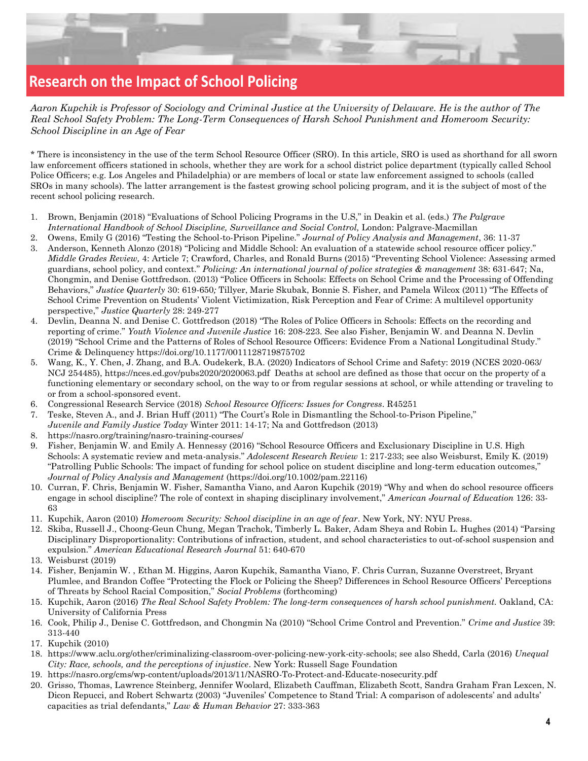## Research on the Impact of School Policing

*Aaron Kupchik is Professor of Sociology and Criminal Justice at the University of Delaware. He is the author of The Real School Safety Problem: The Long-Term Consequences of Harsh School Punishment and Homeroom Security: School Discipline in an Age of Fear*

* There is inconsistency in the use of the term School Resource Officer (SRO). In this article, SRO is used as shorthand for all sworn law enforcement officers stationed in schools, whether they are work for a school district police department (typically called School Police Officers; e.g. Los Angeles and Philadelphia) or are members of local or state law enforcement assigned to schools (called SROs in many schools). The latter arrangement is the fastest growing school policing program, and it is the subject of most of the recent school policing research.

1. Brown, Benjamin (2018) "Evaluations of School Policing Programs in the U.S," in Deakin et al. (eds.) *The Palgrave International Handbook of School Discipline, Surveillance and Social Control,* London: Palgrave-Macmillan
2. Owens, Emily G (2016) "Testing the School-to-Prison Pipeline." *Journal of Policy Analysis and Management*, 36: 11-37
3. Anderson, Kenneth Alonzo (2018) "Policing and Middle School: An evaluation of a statewide school resource officer policy." *Middle Grades Review,* 4: Article 7; Crawford, Charles, and Ronald Burns (2015) "Preventing School Violence: Assessing armed guardians, school policy, and context." *Policing: An international journal of police strategies & management* 38: 631-647; Na, Chongmin, and Denise Gottfredson. (2013) "Police Officers in Schools: Effects on School Crime and the Processing of Offending Behaviors," *Justice Quarterly* 30: 619-650*;* Tillyer, Marie Skubak, Bonnie S. Fisher, and Pamela Wilcox (2011) "The Effects of School Crime Prevention on Students' Violent Victimization, Risk Perception and Fear of Crime: A multilevel opportunity perspective," *Justice Quarterly* 28: 249-277
4. Devlin, Deanna N. and Denise C. Gottfredson (2018) "The Roles of Police Officers in Schools: Effects on the recording and reporting of crime." *Youth Violence and Juvenile Justice* 16: 208-223. See also Fisher, Benjamin W. and Deanna N. Devlin (2019) "School Crime and the Patterns of Roles of School Resource Officers: Evidence From a National Longitudinal Study." Crime & Delinquency https://doi.org/10.1177/0011128719875702
5. Wang, K., Y. Chen, J. Zhang, and B.A. Oudekerk, B.A. (2020) Indicators of School Crime and Safety: 2019 (NCES 2020-063/ NCJ 254485), https://nces.ed.gov/pubs2020/2020063.pdf Deaths at school are defined as those that occur on the property of a functioning elementary or secondary school, on the way to or from regular sessions at school, or while attending or traveling to or from a school-sponsored event.
6. Congressional Research Service (2018) *School Resource Officers: Issues for Congress*. R45251
7. Teske, Steven A., and J. Brian Huff (2011) "The Court's Role in Dismantling the School-to-Prison Pipeline," *Juvenile and Family Justice Today* Winter 2011: 14-17; Na and Gottfredson (2013)
8. https://nasro.org/training/nasro-training-courses/
9. Fisher, Benjamin W. and Emily A. Hennessy (2016) "School Resource Officers and Exclusionary Discipline in U.S. High Schools: A systematic review and meta-analysis." *Adolescent Research Review* 1: 217-233; see also Weisburst, Emily K. (2019) "Patrolling Public Schools: The impact of funding for school police on student discipline and long-term education outcomes," *Journal of Policy Analysis and Management* (https://doi.org/10.1002/pam.22116)
10. Curran, F. Chris, Benjamin W. Fisher, Samantha Viano, and Aaron Kupchik (2019) "Why and when do school resource officers engage in school discipline? The role of context in shaping disciplinary involvement," *American Journal of Education* 126: 33-63
11. Kupchik, Aaron (2010) *Homeroom Security: School discipline in an age of fear*. New York, NY: NYU Press.
12. Skiba, Russell J., Choong-Geun Chung, Megan Trachok, Timberly L. Baker, Adam Sheya and Robin L. Hughes (2014) "Parsing Disciplinary Disproportionality: Contributions of infraction, student, and school characteristics to out-of-school suspension and expulsion." *American Educational Research Journal* 51: 640-670
13. Weisburst (2019)
14. Fisher, Benjamin W. , Ethan M. Higgins, Aaron Kupchik, Samantha Viano, F. Chris Curran, Suzanne Overstreet, Bryant Plumlee, and Brandon Coffee "Protecting the Flock or Policing the Sheep? Differences in School Resource Officers' Perceptions of Threats by School Racial Composition," *Social Problems* (forthcoming)
15. Kupchik, Aaron (2016) *The Real School Safety Problem: The long-term consequences of harsh school punishment.* Oakland, CA: University of California Press
16. Cook, Philip J., Denise C. Gottfredson, and Chongmin Na (2010) "School Crime Control and Prevention." *Crime and Justice* 39: 313-440
17. Kupchik (2010)
18. https://www.aclu.org/other/criminalizing-classroom-over-policing-new-york-city-schools; see also Shedd, Carla (2016) *Unequal City: Race, schools, and the perceptions of injustice*. New York: Russell Sage Foundation
19. https://nasro.org/cms/wp-content/uploads/2013/11/NASRO-To-Protect-and-Educate-nosecurity.pdf
20. Grisso, Thomas, Lawrence Steinberg, Jennifer Woolard, Elizabeth Cauffman, Elizabeth Scott, Sandra Graham Fran Lexcen, N. Dicon Repucci, and Robert Schwartz (2003) "Juveniles' Competence to Stand Trial: A comparison of adolescents' and adults' capacities as trial defendants," *Law & Human Behavior* 27: 333-363